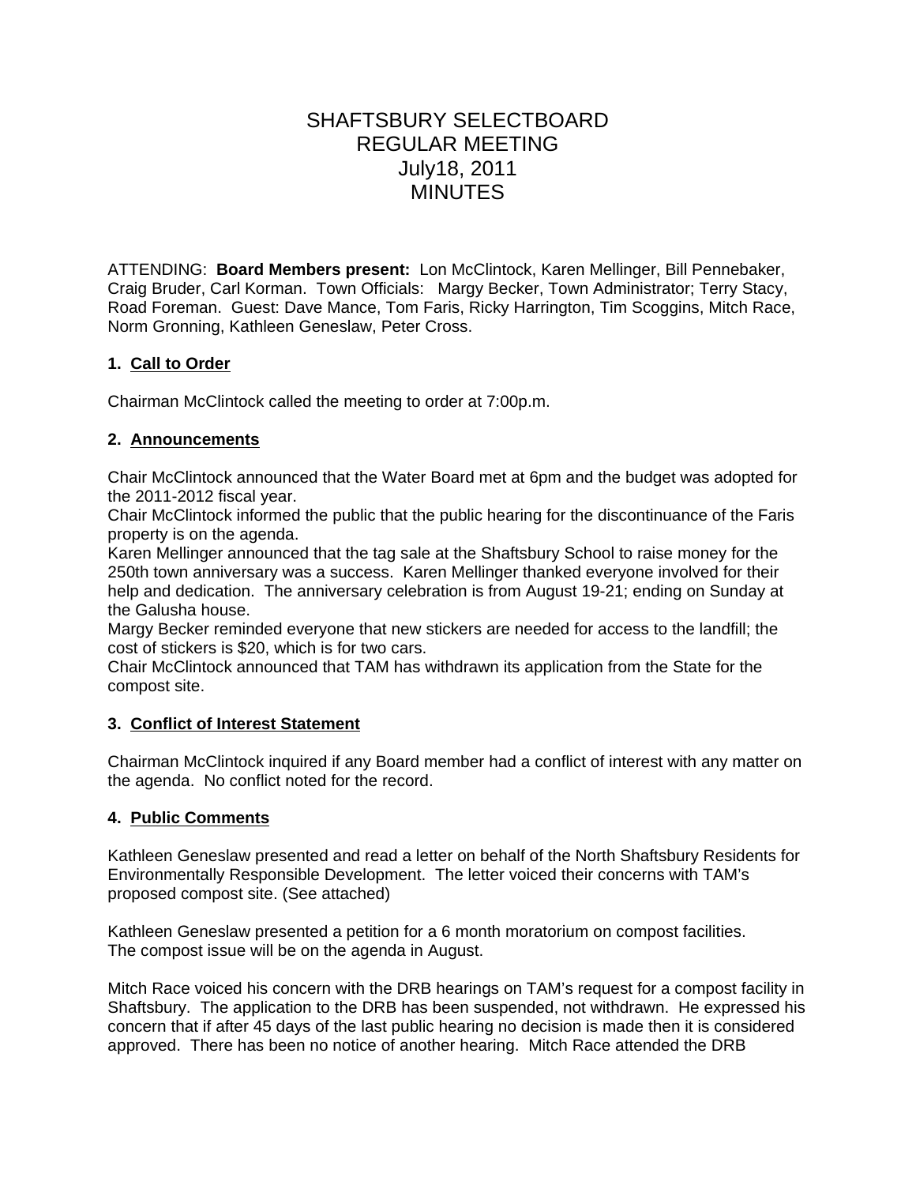# SHAFTSBURY SELECTBOARD
# REGULAR MEETING
# July18, 2011
# MINUTES

ATTENDING: **Board Members present:** Lon McClintock, Karen Mellinger, Bill Pennebaker, Craig Bruder, Carl Korman. Town Officials: Margy Becker, Town Administrator; Terry Stacy, Road Foreman. Guest: Dave Mance, Tom Faris, Ricky Harrington, Tim Scoggins, Mitch Race, Norm Gronning, Kathleen Geneslaw, Peter Cross.

### 1. Call to Order

Chairman McClintock called the meeting to order at 7:00p.m.

### 2. Announcements

Chair McClintock announced that the Water Board met at 6pm and the budget was adopted for the 2011-2012 fiscal year.
Chair McClintock informed the public that the public hearing for the discontinuance of the Faris property is on the agenda.
Karen Mellinger announced that the tag sale at the Shaftsbury School to raise money for the 250th town anniversary was a success. Karen Mellinger thanked everyone involved for their help and dedication. The anniversary celebration is from August 19-21; ending on Sunday at the Galusha house.
Margy Becker reminded everyone that new stickers are needed for access to the landfill; the cost of stickers is $20, which is for two cars.
Chair McClintock announced that TAM has withdrawn its application from the State for the compost site.

### 3. Conflict of Interest Statement

Chairman McClintock inquired if any Board member had a conflict of interest with any matter on the agenda. No conflict noted for the record.

### 4. Public Comments

Kathleen Geneslaw presented and read a letter on behalf of the North Shaftsbury Residents for Environmentally Responsible Development. The letter voiced their concerns with TAM's proposed compost site. (See attached)

Kathleen Geneslaw presented a petition for a 6 month moratorium on compost facilities.
The compost issue will be on the agenda in August.

Mitch Race voiced his concern with the DRB hearings on TAM's request for a compost facility in Shaftsbury. The application to the DRB has been suspended, not withdrawn. He expressed his concern that if after 45 days of the last public hearing no decision is made then it is considered approved. There has been no notice of another hearing. Mitch Race attended the DRB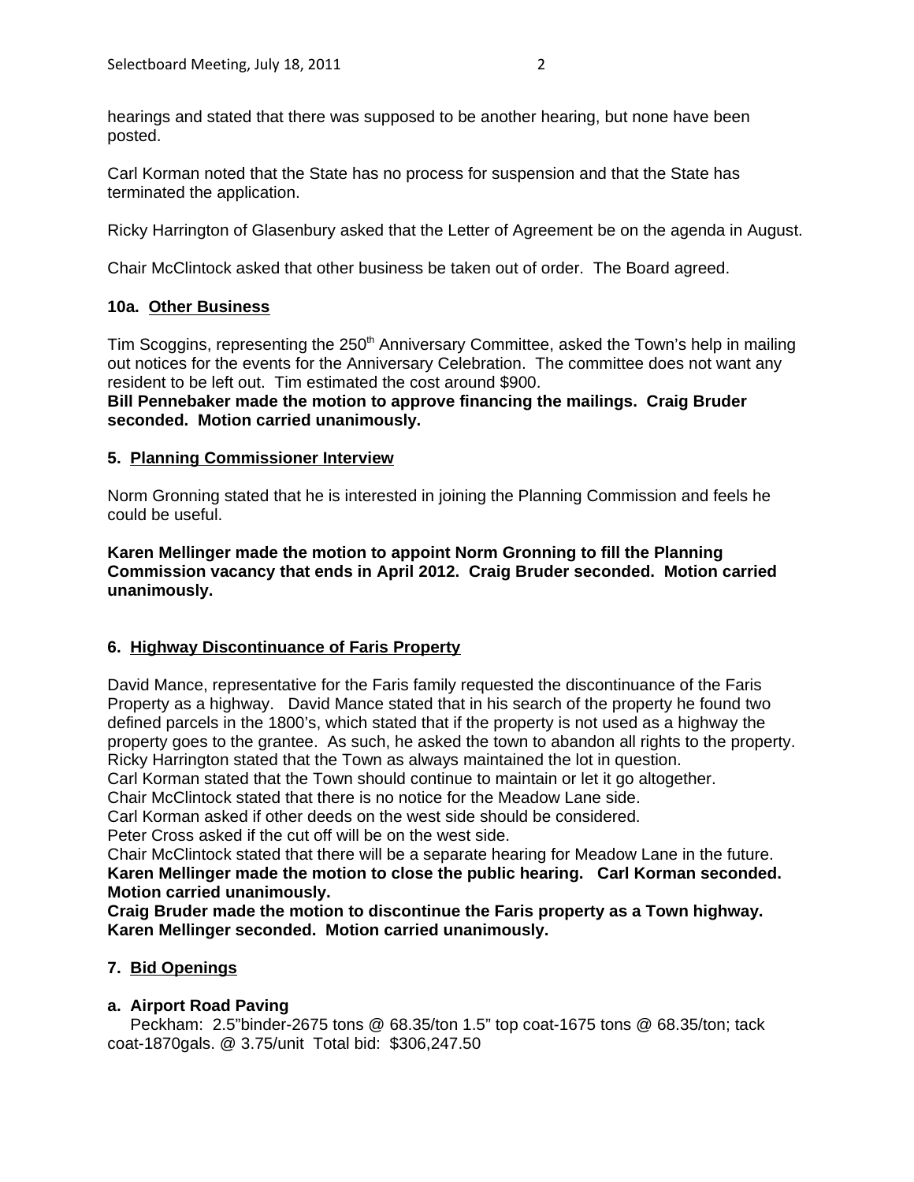hearings and stated that there was supposed to be another hearing, but none have been posted.

Carl Korman noted that the State has no process for suspension and that the State has terminated the application.

Ricky Harrington of Glasenbury asked that the Letter of Agreement be on the agenda in August.

Chair McClintock asked that other business be taken out of order. The Board agreed.

**10a. Other Business**

Tim Scoggins, representing the 250th Anniversary Committee, asked the Town's help in mailing out notices for the events for the Anniversary Celebration. The committee does not want any resident to be left out. Tim estimated the cost around $900.
**Bill Pennebaker made the motion to approve financing the mailings. Craig Bruder seconded. Motion carried unanimously.**

**5. Planning Commissioner Interview**

Norm Gronning stated that he is interested in joining the Planning Commission and feels he could be useful.

**Karen Mellinger made the motion to appoint Norm Gronning to fill the Planning Commission vacancy that ends in April 2012. Craig Bruder seconded. Motion carried unanimously.**

**6. Highway Discontinuance of Faris Property**

David Mance, representative for the Faris family requested the discontinuance of the Faris Property as a highway. David Mance stated that in his search of the property he found two defined parcels in the 1800's, which stated that if the property is not used as a highway the property goes to the grantee. As such, he asked the town to abandon all rights to the property.
Ricky Harrington stated that the Town as always maintained the lot in question.
Carl Korman stated that the Town should continue to maintain or let it go altogether.
Chair McClintock stated that there is no notice for the Meadow Lane side.
Carl Korman asked if other deeds on the west side should be considered.
Peter Cross asked if the cut off will be on the west side.
Chair McClintock stated that there will be a separate hearing for Meadow Lane in the future.
**Karen Mellinger made the motion to close the public hearing. Carl Korman seconded. Motion carried unanimously.**
**Craig Bruder made the motion to discontinue the Faris property as a Town highway. Karen Mellinger seconded. Motion carried unanimously.**

**7. Bid Openings**

**a. Airport Road Paving**

Peckham: 2.5"binder-2675 tons @ 68.35/ton 1.5" top coat-1675 tons @ 68.35/ton; tack coat-1870gals. @ 3.75/unit Total bid: $306,247.50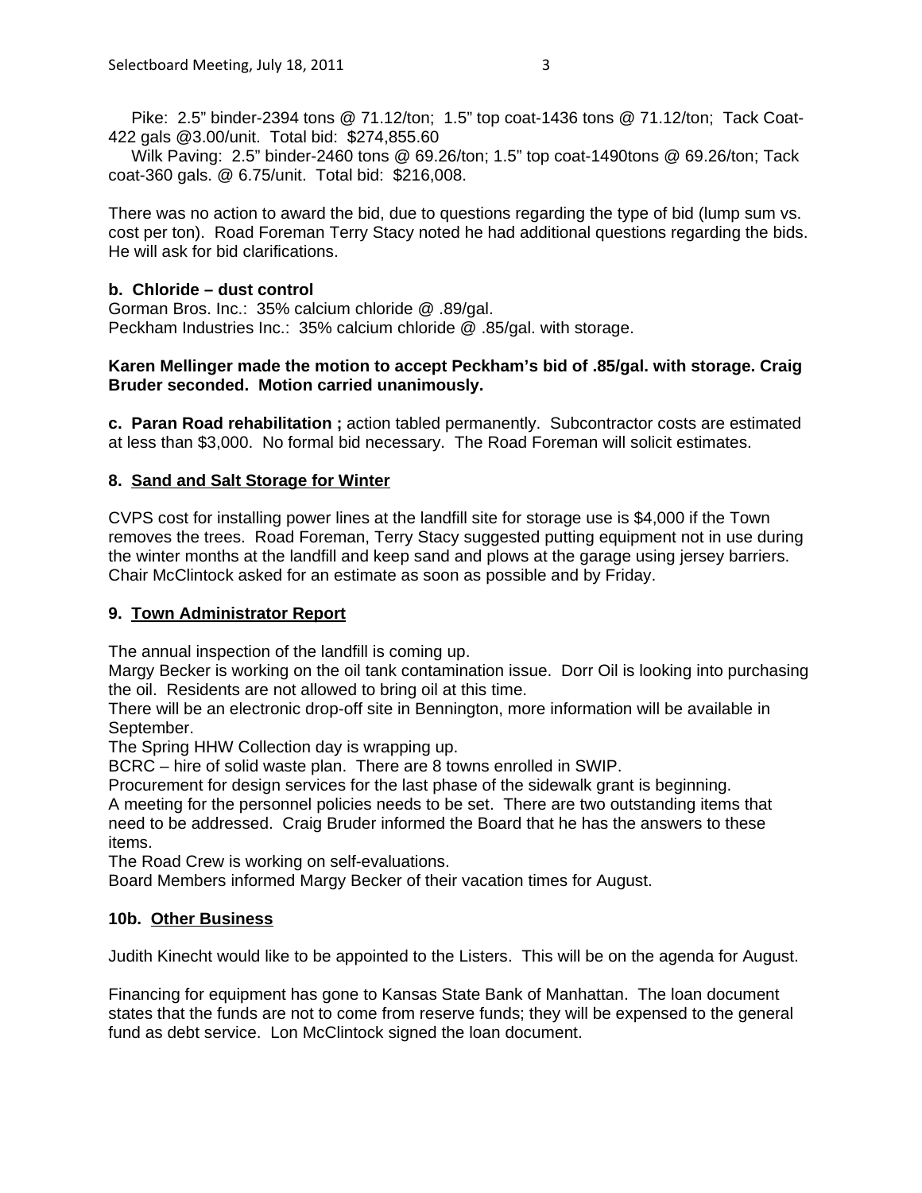Pike: 2.5" binder-2394 tons @ 71.12/ton; 1.5" top coat-1436 tons @ 71.12/ton; Tack Coat-422 gals @3.00/unit. Total bid: $274,855.60

Wilk Paving: 2.5" binder-2460 tons @ 69.26/ton; 1.5" top coat-1490tons @ 69.26/ton; Tack coat-360 gals. @ 6.75/unit. Total bid: $216,008.

There was no action to award the bid, due to questions regarding the type of bid (lump sum vs. cost per ton). Road Foreman Terry Stacy noted he had additional questions regarding the bids. He will ask for bid clarifications.

**b. Chloride – dust control**

Gorman Bros. Inc.: 35% calcium chloride @ .89/gal.
Peckham Industries Inc.: 35% calcium chloride @ .85/gal. with storage.

**Karen Mellinger made the motion to accept Peckham's bid of .85/gal. with storage. Craig Bruder seconded. Motion carried unanimously.**

**c. Paran Road rehabilitation ;** action tabled permanently. Subcontractor costs are estimated at less than $3,000. No formal bid necessary. The Road Foreman will solicit estimates.

## 8. Sand and Salt Storage for Winter

CVPS cost for installing power lines at the landfill site for storage use is $4,000 if the Town removes the trees. Road Foreman, Terry Stacy suggested putting equipment not in use during the winter months at the landfill and keep sand and plows at the garage using jersey barriers. Chair McClintock asked for an estimate as soon as possible and by Friday.

## 9. Town Administrator Report

The annual inspection of the landfill is coming up.
Margy Becker is working on the oil tank contamination issue. Dorr Oil is looking into purchasing the oil. Residents are not allowed to bring oil at this time.
There will be an electronic drop-off site in Bennington, more information will be available in September.
The Spring HHW Collection day is wrapping up.
BCRC – hire of solid waste plan. There are 8 towns enrolled in SWIP.
Procurement for design services for the last phase of the sidewalk grant is beginning.
A meeting for the personnel policies needs to be set. There are two outstanding items that need to be addressed. Craig Bruder informed the Board that he has the answers to these items.
The Road Crew is working on self-evaluations.
Board Members informed Margy Becker of their vacation times for August.

## 10b. Other Business

Judith Kinecht would like to be appointed to the Listers. This will be on the agenda for August.

Financing for equipment has gone to Kansas State Bank of Manhattan. The loan document states that the funds are not to come from reserve funds; they will be expensed to the general fund as debt service. Lon McClintock signed the loan document.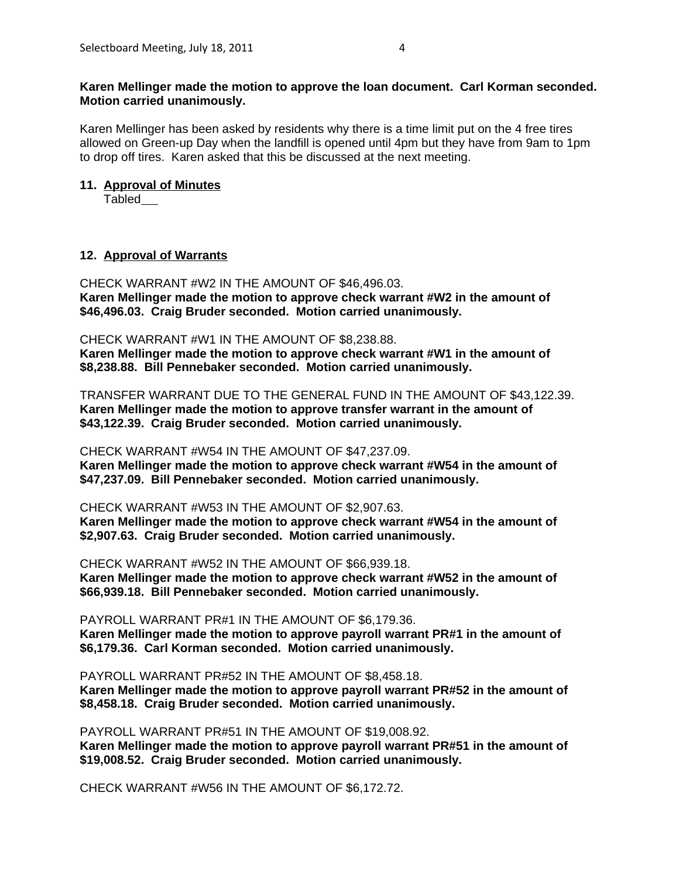**Karen Mellinger made the motion to approve the loan document. Carl Korman seconded. Motion carried unanimously.**

Karen Mellinger has been asked by residents why there is a time limit put on the 4 free tires allowed on Green-up Day when the landfill is opened until 4pm but they have from 9am to 1pm to drop off tires. Karen asked that this be discussed at the next meeting.

**11. Approval of Minutes**

Tabled__

**12. Approval of Warrants**

CHECK WARRANT #W2 IN THE AMOUNT OF $46,496.03.
**Karen Mellinger made the motion to approve check warrant #W2 in the amount of $46,496.03. Craig Bruder seconded. Motion carried unanimously.**

CHECK WARRANT #W1 IN THE AMOUNT OF $8,238.88.
**Karen Mellinger made the motion to approve check warrant #W1 in the amount of $8,238.88. Bill Pennebaker seconded. Motion carried unanimously.**

TRANSFER WARRANT DUE TO THE GENERAL FUND IN THE AMOUNT OF $43,122.39.
**Karen Mellinger made the motion to approve transfer warrant in the amount of $43,122.39. Craig Bruder seconded. Motion carried unanimously.**

CHECK WARRANT #W54 IN THE AMOUNT OF $47,237.09.
**Karen Mellinger made the motion to approve check warrant #W54 in the amount of $47,237.09. Bill Pennebaker seconded. Motion carried unanimously.**

CHECK WARRANT #W53 IN THE AMOUNT OF $2,907.63.
**Karen Mellinger made the motion to approve check warrant #W54 in the amount of $2,907.63. Craig Bruder seconded. Motion carried unanimously.**

CHECK WARRANT #W52 IN THE AMOUNT OF $66,939.18.
**Karen Mellinger made the motion to approve check warrant #W52 in the amount of $66,939.18. Bill Pennebaker seconded. Motion carried unanimously.**

PAYROLL WARRANT PR#1 IN THE AMOUNT OF $6,179.36.
**Karen Mellinger made the motion to approve payroll warrant PR#1 in the amount of $6,179.36. Carl Korman seconded. Motion carried unanimously.**

PAYROLL WARRANT PR#52 IN THE AMOUNT OF $8,458.18.
**Karen Mellinger made the motion to approve payroll warrant PR#52 in the amount of $8,458.18. Craig Bruder seconded. Motion carried unanimously.**

PAYROLL WARRANT PR#51 IN THE AMOUNT OF $19,008.92.
**Karen Mellinger made the motion to approve payroll warrant PR#51 in the amount of $19,008.52. Craig Bruder seconded. Motion carried unanimously.**

CHECK WARRANT #W56 IN THE AMOUNT OF $6,172.72.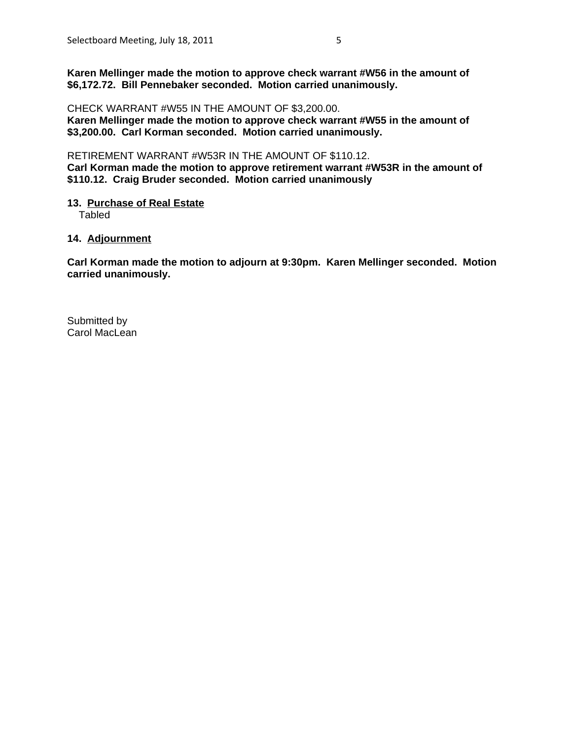**Karen Mellinger made the motion to approve check warrant #W56 in the amount of $6,172.72. Bill Pennebaker seconded. Motion carried unanimously.**

CHECK WARRANT #W55 IN THE AMOUNT OF $3,200.00.
**Karen Mellinger made the motion to approve check warrant #W55 in the amount of $3,200.00. Carl Korman seconded. Motion carried unanimously.**

RETIREMENT WARRANT #W53R IN THE AMOUNT OF $110.12.
**Carl Korman made the motion to approve retirement warrant #W53R in the amount of $110.12. Craig Bruder seconded. Motion carried unanimously**

**13. Purchase of Real Estate**
Tabled

**14. Adjournment**

**Carl Korman made the motion to adjourn at 9:30pm. Karen Mellinger seconded. Motion carried unanimously.**

Submitted by
Carol MacLean